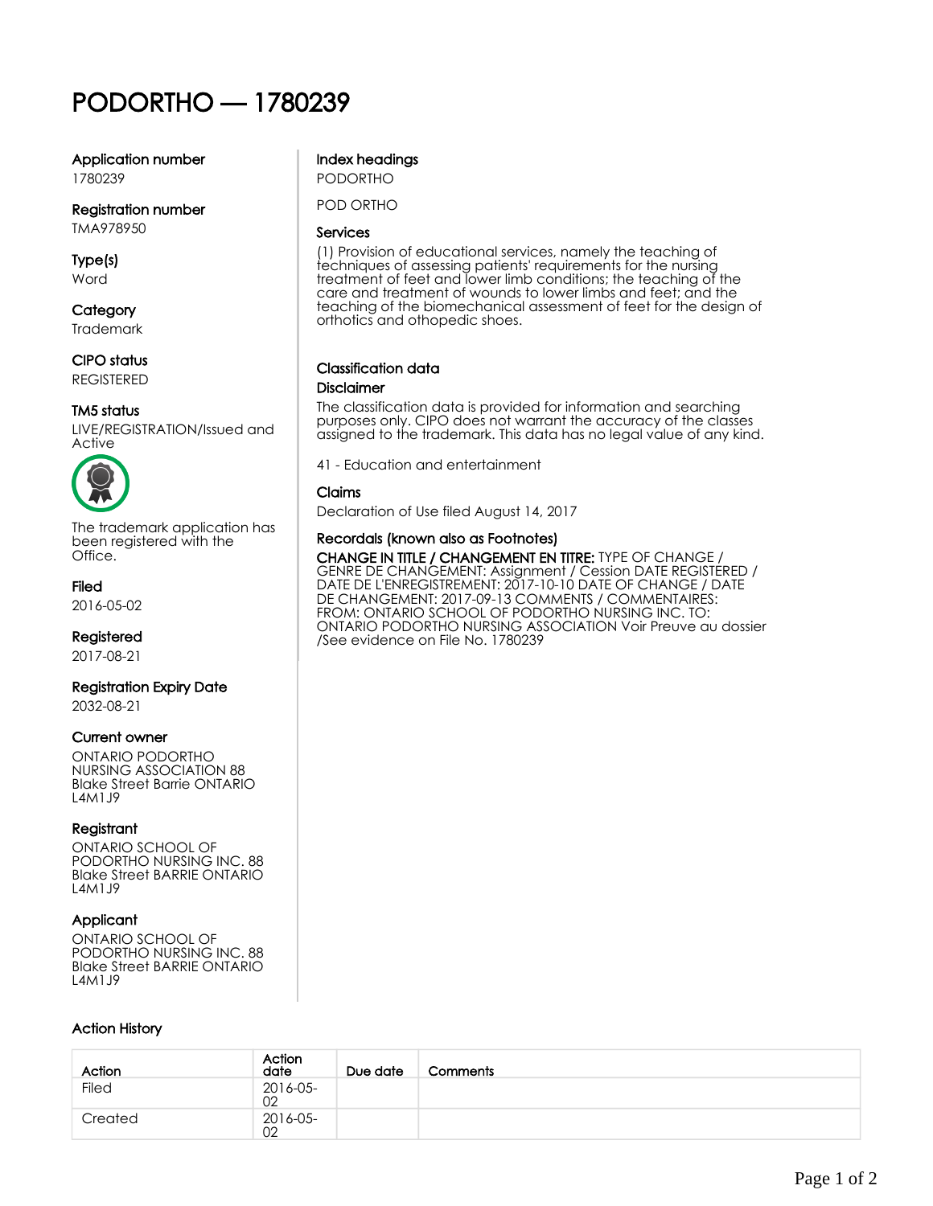# PODORTHO — 1780239

### Application number

1780239

### Registration number

TMA978950

### Type(s)

Word

### Category

Trademark

### CIPO status

REGISTERED

### TM5 status

LIVE/REGISTRATION/Issued and Active

The trademark application has been registered with the Office.

### Filed

2016-05-02

### Registered

2017-08-21

### Registration Expiry Date

2032-08-21

### Current owner

ONTARIO PODORTHO NURSING ASSOCIATION 88 Blake Street Barrie ONTARIO L4M1J9

### Registrant

ONTARIO SCHOOL OF PODORTHO NURSING INC. 88 Blake Street BARRIE ONTARIO L4M1J9

### Applicant

ONTARIO SCHOOL OF PODORTHO NURSING INC. 88 Blake Street BARRIE ONTARIO L4M1J9

### Index headings

PODORTHO

POD ORTHO

### Services

(1) Provision of educational services, namely the teaching of techniques of assessing patients' requirements for the nursing treatment of feet and lower limb conditions; the teaching of the care and treatment of wounds to lower limbs and feet; and the teaching of the biomechanical assessment of feet for the design of orthotics and othopedic shoes.

### Classification data

### Disclaimer

The classification data is provided for information and searching purposes only. CIPO does not warrant the accuracy of the classes assigned to the trademark. This data has no legal value of any kind.

41 - Education and entertainment

### Claims

Declaration of Use filed August 14, 2017

### Recordals (known also as Footnotes)

**CHANGE IN TITLE / CHANGEMENT EN TITRE:** TYPE OF CHANGE / GENRE DE CHANGEMENT: Assignment / Cession DATE REGISTERED / DATE DE L'ENREGISTREMENT: 2017-10-10 DATE OF CHANGE / DATE DE CHANGEMENT: 2017-09-13 COMMENTS / COMMENTAIRES: FROM: ONTARIO SCHOOL OF PODORTHO NURSING INC. TO: ONTARIO PODORTHO NURSING ASSOCIATION Voir Preuve au dossier /See evidence on File No. 1780239

### Action History

| Action | Action date | Due date | Comments |
|---|---|---|---|
| Filed | 2016-05-02 | | |
| Created | 2016-05-02 | | |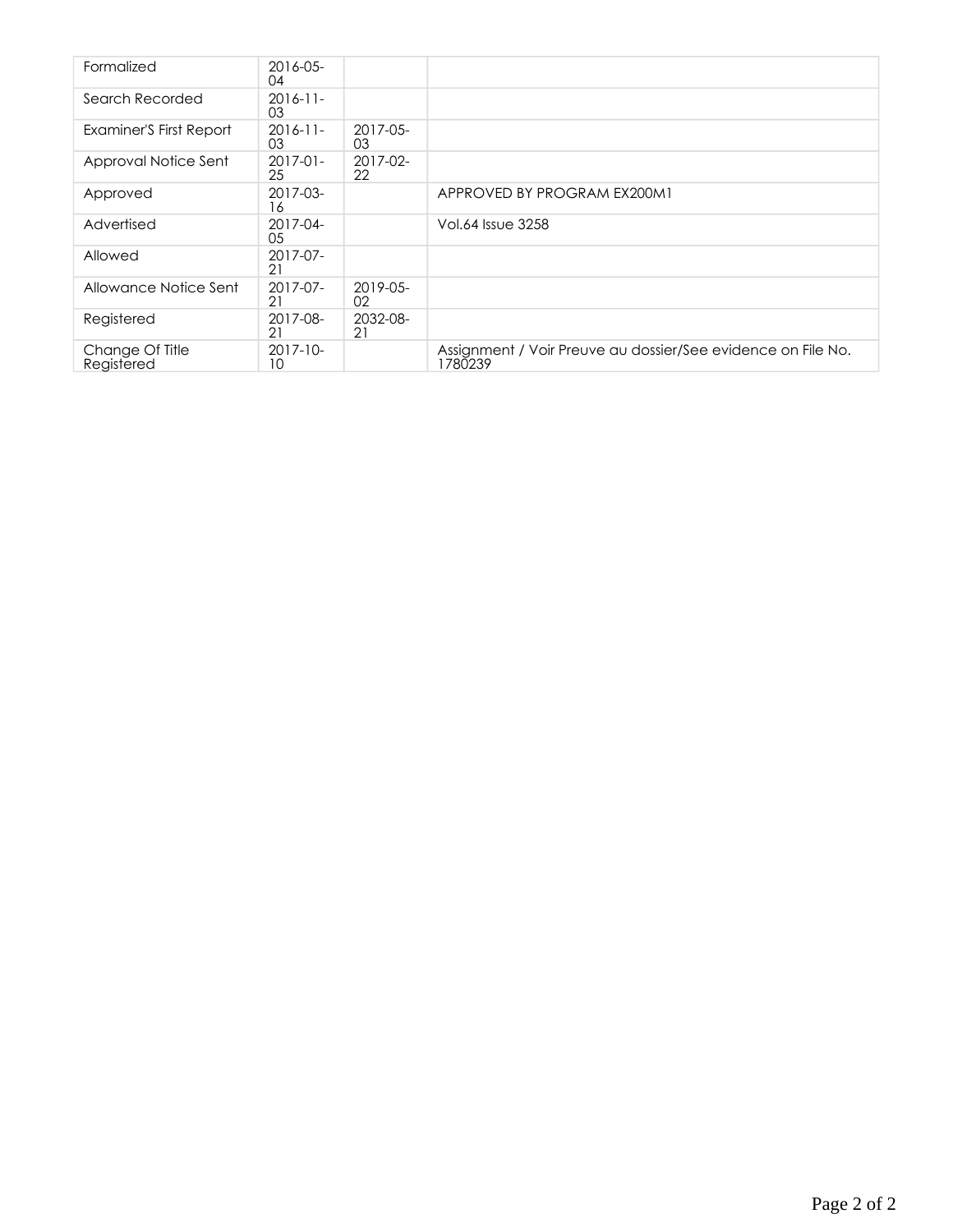| | | | |
|---|---|---|---|
| Formalized | 2016-05-04 | | |
| Search Recorded | 2016-11-03 | | |
| Examiner'S First Report | 2016-11-03 | 2017-05-03 | |
| Approval Notice Sent | 2017-01-25 | 2017-02-22 | |
| Approved | 2017-03-16 | | APPROVED BY PROGRAM EX200M1 |
| Advertised | 2017-04-05 | | Vol.64 Issue 3258 |
| Allowed | 2017-07-21 | | |
| Allowance Notice Sent | 2017-07-21 | 2019-05-02 | |
| Registered | 2017-08-21 | 2032-08-21 | |
| Change Of Title Registered | 2017-10-10 | | Assignment / Voir Preuve au dossier/See evidence on File No. 1780239 |